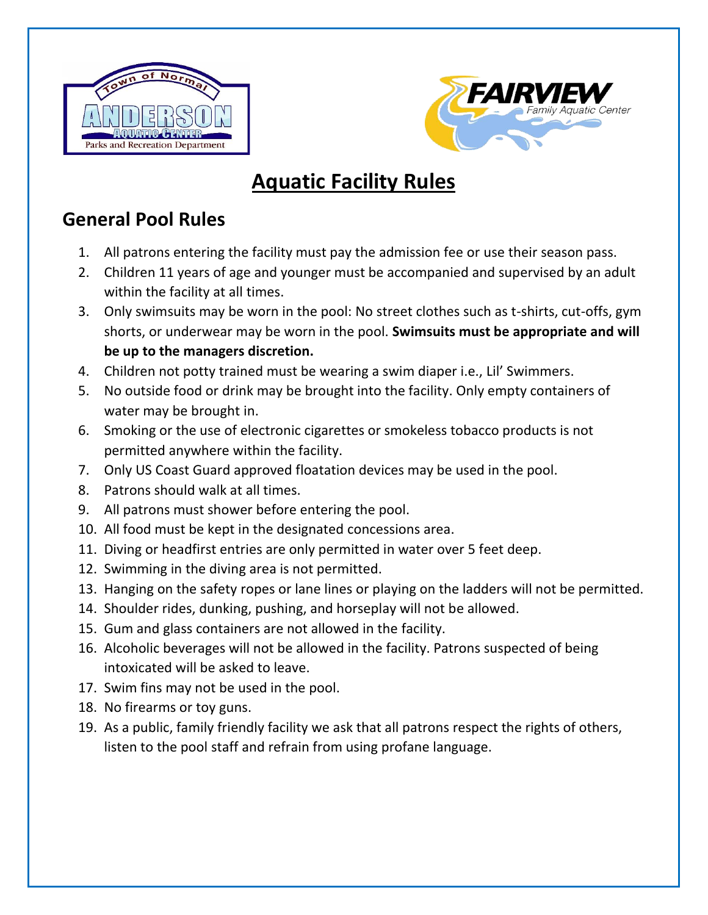# Aquatic Facility Rules

## General Pool Rules

1. All patrons entering the facility must pay the admission fee or use their season pass.
2. Children 11 years of age and younger must be accompanied and supervised by an adult within the facility at all times.
3. Only swimsuits may be worn in the pool: No street clothes such as t-shirts, cut-offs, gym shorts, or underwear may be worn in the pool. **Swimsuits must be appropriate and will be up to the managers discretion.**
4. Children not potty trained must be wearing a swim diaper i.e., Lil' Swimmers.
5. No outside food or drink may be brought into the facility. Only empty containers of water may be brought in.
6. Smoking or the use of electronic cigarettes or smokeless tobacco products is not permitted anywhere within the facility.
7. Only US Coast Guard approved floatation devices may be used in the pool.
8. Patrons should walk at all times.
9. All patrons must shower before entering the pool.
10. All food must be kept in the designated concessions area.
11. Diving or headfirst entries are only permitted in water over 5 feet deep.
12. Swimming in the diving area is not permitted.
13. Hanging on the safety ropes or lane lines or playing on the ladders will not be permitted.
14. Shoulder rides, dunking, pushing, and horseplay will not be allowed.
15. Gum and glass containers are not allowed in the facility.
16. Alcoholic beverages will not be allowed in the facility. Patrons suspected of being intoxicated will be asked to leave.
17. Swim fins may not be used in the pool.
18. No firearms or toy guns.
19. As a public, family friendly facility we ask that all patrons respect the rights of others, listen to the pool staff and refrain from using profane language.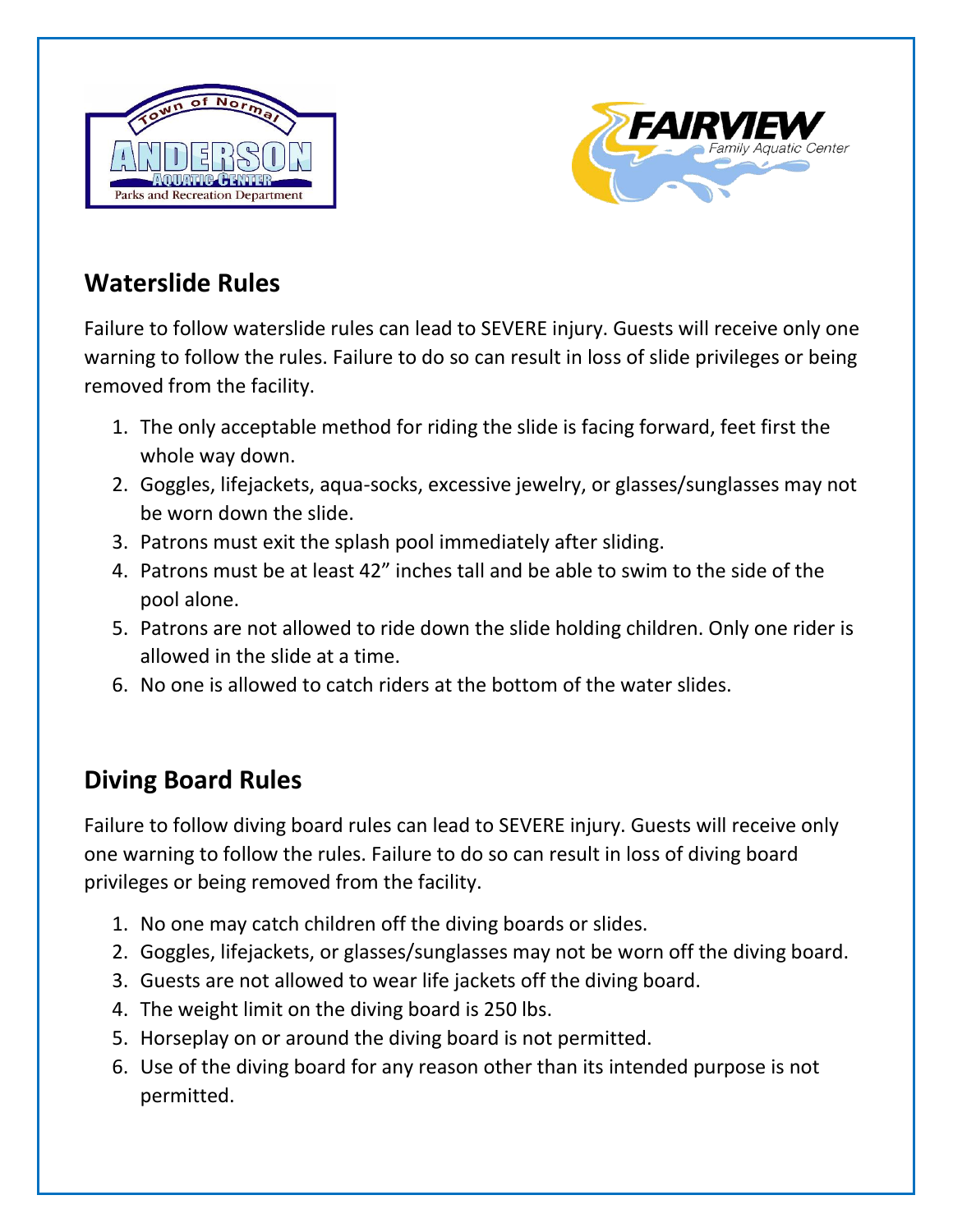## Waterslide Rules

Failure to follow waterslide rules can lead to SEVERE injury. Guests will receive only one warning to follow the rules. Failure to do so can result in loss of slide privileges or being removed from the facility.

1. The only acceptable method for riding the slide is facing forward, feet first the whole way down.
2. Goggles, lifejackets, aqua-socks, excessive jewelry, or glasses/sunglasses may not be worn down the slide.
3. Patrons must exit the splash pool immediately after sliding.
4. Patrons must be at least 42" inches tall and be able to swim to the side of the pool alone.
5. Patrons are not allowed to ride down the slide holding children. Only one rider is allowed in the slide at a time.
6. No one is allowed to catch riders at the bottom of the water slides.

## Diving Board Rules

Failure to follow diving board rules can lead to SEVERE injury. Guests will receive only one warning to follow the rules. Failure to do so can result in loss of diving board privileges or being removed from the facility.

1. No one may catch children off the diving boards or slides.
2. Goggles, lifejackets, or glasses/sunglasses may not be worn off the diving board.
3. Guests are not allowed to wear life jackets off the diving board.
4. The weight limit on the diving board is 250 lbs.
5. Horseplay on or around the diving board is not permitted.
6. Use of the diving board for any reason other than its intended purpose is not permitted.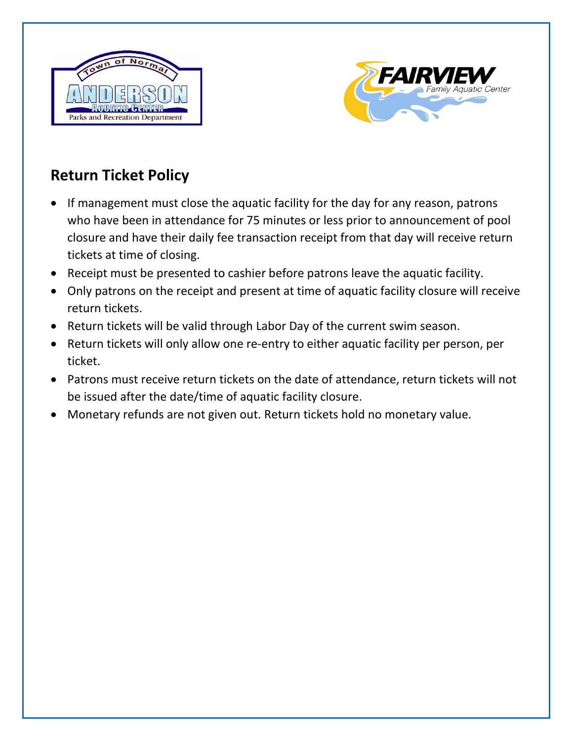## Return Ticket Policy

- If management must close the aquatic facility for the day for any reason, patrons who have been in attendance for 75 minutes or less prior to announcement of pool closure and have their daily fee transaction receipt from that day will receive return tickets at time of closing.
- Receipt must be presented to cashier before patrons leave the aquatic facility.
- Only patrons on the receipt and present at time of aquatic facility closure will receive return tickets.
- Return tickets will be valid through Labor Day of the current swim season.
- Return tickets will only allow one re-entry to either aquatic facility per person, per ticket.
- Patrons must receive return tickets on the date of attendance, return tickets will not be issued after the date/time of aquatic facility closure.
- Monetary refunds are not given out. Return tickets hold no monetary value.